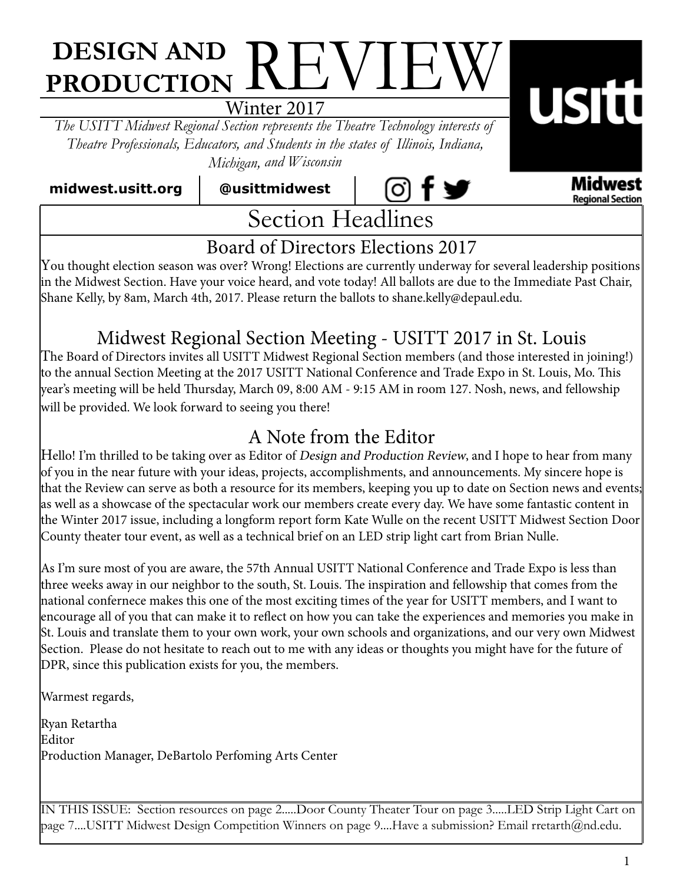# DESIGN AND PRODUCTION REVIEW

Winter 2017

*The USITT Midwest Regional Section represents the Theatre Technology interests of Theatre Professionals, Educators, and Students in the states of Illinois, Indiana, Michigan, and Wisconsin*

**midwest.usitt.org** | **@usittmidwest**

usitt **Midwest** Regional Section

## Section Headlines

### Board of Directors Elections 2017

You thought election season was over? Wrong! Elections are currently underway for several leadership positions in the Midwest Section. Have your voice heard, and vote today! All ballots are due to the Immediate Past Chair, Shane Kelly, by 8am, March 4th, 2017. Please return the ballots to shane.kelly@depaul.edu.

### Midwest Regional Section Meeting - USITT 2017 in St. Louis

The Board of Directors invites all USITT Midwest Regional Section members (and those interested in joining!) to the annual Section Meeting at the 2017 USITT National Conference and Trade Expo in St. Louis, Mo. This year's meeting will be held Thursday, March 09, 8:00 AM - 9:15 AM in room 127. Nosh, news, and fellowship will be provided. We look forward to seeing you there!

### A Note from the Editor

Hello! I'm thrilled to be taking over as Editor of *Design and Production Review*, and I hope to hear from many of you in the near future with your ideas, projects, accomplishments, and announcements. My sincere hope is that the Review can serve as both a resource for its members, keeping you up to date on Section news and events; as well as a showcase of the spectacular work our members create every day. We have some fantastic content in the Winter 2017 issue, including a longform report form Kate Wulle on the recent USITT Midwest Section Door County theater tour event, as well as a technical brief on an LED strip light cart from Brian Nulle.

As I'm sure most of you are aware, the 57th Annual USITT National Conference and Trade Expo is less than three weeks away in our neighbor to the south, St. Louis. The inspiration and fellowship that comes from the national confernece makes this one of the most exciting times of the year for USITT members, and I want to encourage all of you that can make it to reflect on how you can take the experiences and memories you make in St. Louis and translate them to your own work, your own schools and organizations, and our very own Midwest Section. Please do not hesitate to reach out to me with any ideas or thoughts you might have for the future of DPR, since this publication exists for you, the members.

Warmest regards,

Ryan Retartha  
Editor  
Production Manager, DeBartolo Perfoming Arts Center

IN THIS ISSUE: Section resources on page 2.....Door County Theater Tour on page 3.....LED Strip Light Cart on page 7....USITT Midwest Design Competition Winners on page 9....Have a submission? Email rretarth@nd.edu.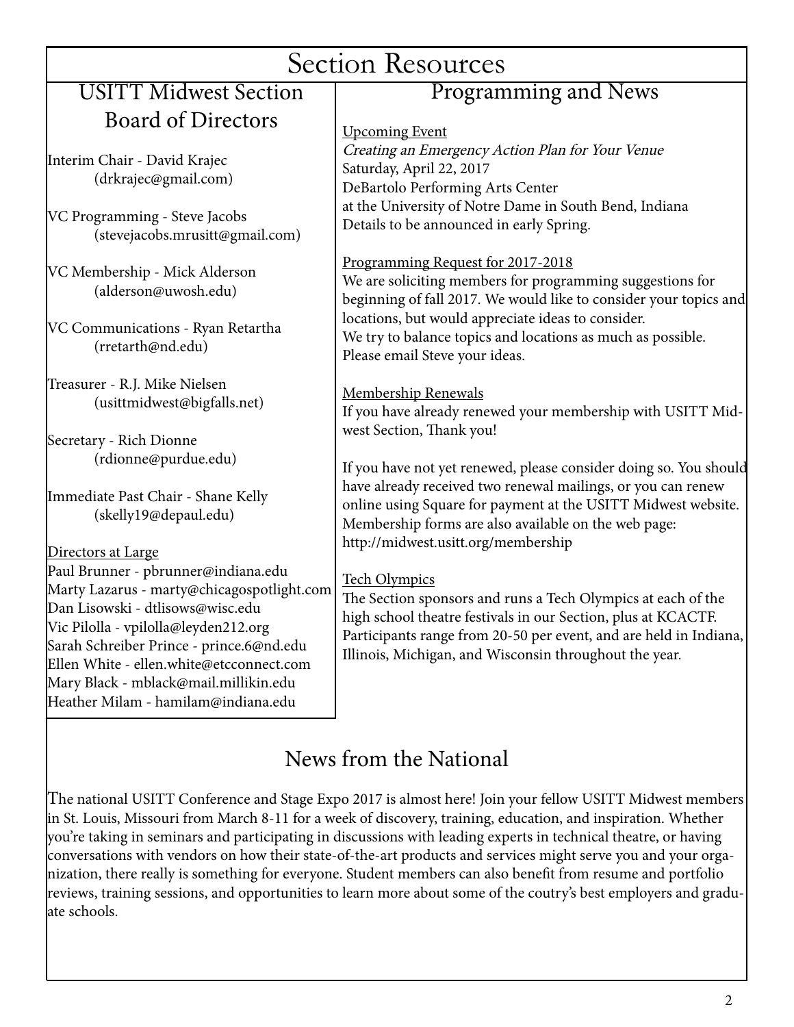# Section Resources

## USITT Midwest Section Board of Directors

Interim Chair - David Krajec
(drkrajec@gmail.com)

VC Programming - Steve Jacobs
(stevejacobs.mrusitt@gmail.com)

VC Membership - Mick Alderson
(alderson@uwosh.edu)

VC Communications - Ryan Retartha
(rretarth@nd.edu)

Treasurer - R.J. Mike Nielsen
(usittmidwest@bigfalls.net)

Secretary - Rich Dionne
(rdionne@purdue.edu)

Immediate Past Chair - Shane Kelly
(skelly19@depaul.edu)

Directors at Large

Paul Brunner - pbrunner@indiana.edu
Marty Lazarus - marty@chicagospotlight.com
Dan Lisowski - dtlisows@wisc.edu
Vic Pilolla - vpilolla@leyden212.org
Sarah Schreiber Prince - prince.6@nd.edu
Ellen White - ellen.white@etcconnect.com
Mary Black - mblack@mail.millikin.edu
Heather Milam - hamilam@indiana.edu

## Programming and News

Upcoming Event

*Creating an Emergency Action Plan for Your Venue*
Saturday, April 22, 2017
DeBartolo Performing Arts Center
at the University of Notre Dame in South Bend, Indiana
Details to be announced in early Spring.

Programming Request for 2017-2018

We are soliciting members for programming suggestions for beginning of fall 2017. We would like to consider your topics and locations, but would appreciate ideas to consider.
We try to balance topics and locations as much as possible. Please email Steve your ideas.

Membership Renewals

If you have already renewed your membership with USITT Midwest Section, Thank you!

If you have not yet renewed, please consider doing so. You should have already received two renewal mailings, or you can renew online using Square for payment at the USITT Midwest website. Membership forms are also available on the web page: http://midwest.usitt.org/membership

Tech Olympics

The Section sponsors and runs a Tech Olympics at each of the high school theatre festivals in our Section, plus at KCACTF. Participants range from 20-50 per event, and are held in Indiana, Illinois, Michigan, and Wisconsin throughout the year.

## News from the National

The national USITT Conference and Stage Expo 2017 is almost here! Join your fellow USITT Midwest members in St. Louis, Missouri from March 8-11 for a week of discovery, training, education, and inspiration. Whether you're taking in seminars and participating in discussions with leading experts in technical theatre, or having conversations with vendors on how their state-of-the-art products and services might serve you and your organization, there really is something for everyone. Student members can also benefit from resume and portfolio reviews, training sessions, and opportunities to learn more about some of the coutry's best employers and graduate schools.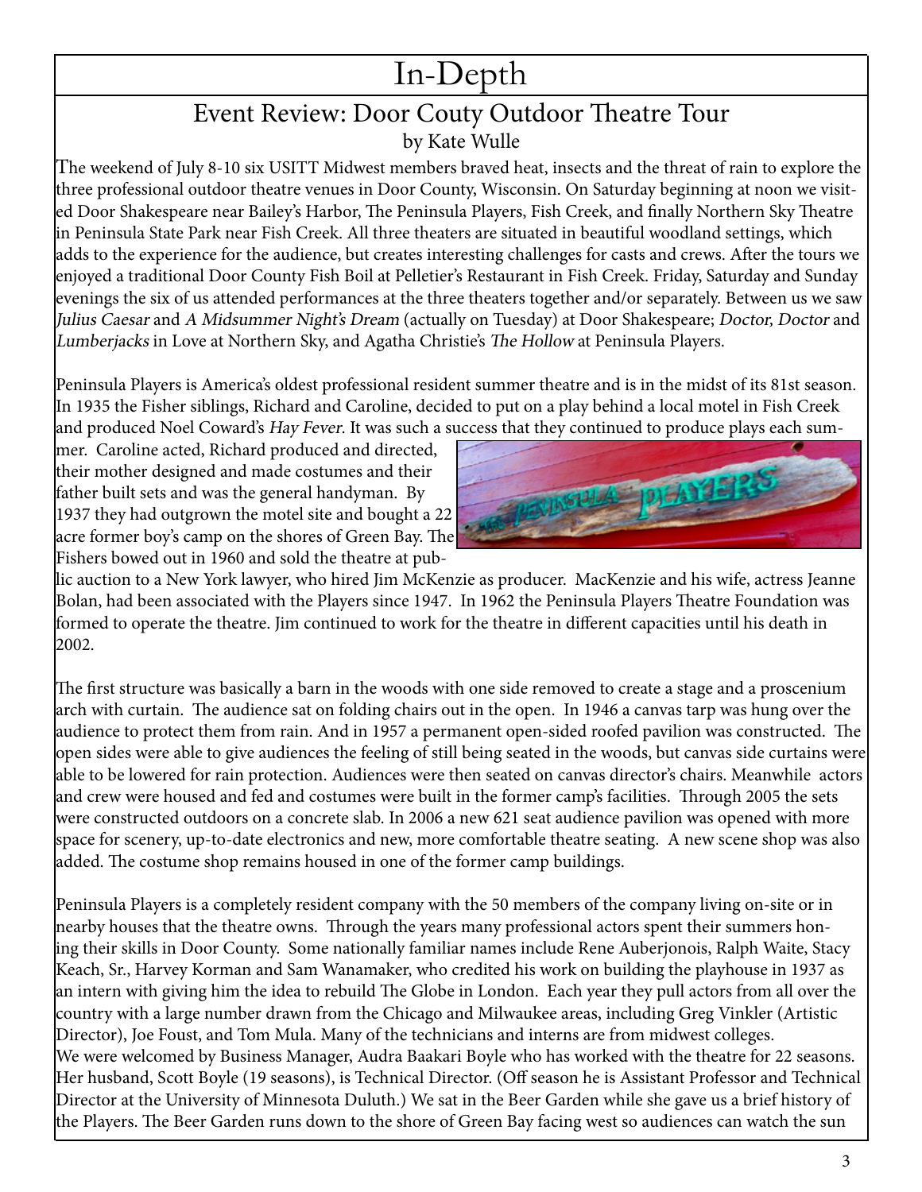# In-Depth

## Event Review: Door Couty Outdoor Theatre Tour

by Kate Wulle

The weekend of July 8-10 six USITT Midwest members braved heat, insects and the threat of rain to explore the three professional outdoor theatre venues in Door County, Wisconsin. On Saturday beginning at noon we visited Door Shakespeare near Bailey's Harbor, The Peninsula Players, Fish Creek, and finally Northern Sky Theatre in Peninsula State Park near Fish Creek. All three theaters are situated in beautiful woodland settings, which adds to the experience for the audience, but creates interesting challenges for casts and crews. After the tours we enjoyed a traditional Door County Fish Boil at Pelletier's Restaurant in Fish Creek. Friday, Saturday and Sunday evenings the six of us attended performances at the three theaters together and/or separately. Between us we saw *Julius Caesar* and *A Midsummer Night's Dream* (actually on Tuesday) at Door Shakespeare; *Doctor, Doctor* and *Lumberjacks* in Love at Northern Sky, and Agatha Christie's *The Hollow* at Peninsula Players.

Peninsula Players is America's oldest professional resident summer theatre and is in the midst of its 81st season. In 1935 the Fisher siblings, Richard and Caroline, decided to put on a play behind a local motel in Fish Creek and produced Noel Coward's *Hay Fever*. It was such a success that they continued to produce plays each summer. Caroline acted, Richard produced and directed, their mother designed and made costumes and their father built sets and was the general handyman. By 1937 they had outgrown the motel site and bought a 22 acre former boy's camp on the shores of Green Bay. The Fishers bowed out in 1960 and sold the theatre at public auction to a New York lawyer, who hired Jim McKenzie as producer. MacKenzie and his wife, actress Jeanne Bolan, had been associated with the Players since 1947. In 1962 the Peninsula Players Theatre Foundation was formed to operate the theatre. Jim continued to work for the theatre in different capacities until his death in 2002.

The first structure was basically a barn in the woods with one side removed to create a stage and a proscenium arch with curtain. The audience sat on folding chairs out in the open. In 1946 a canvas tarp was hung over the audience to protect them from rain. And in 1957 a permanent open-sided roofed pavilion was constructed. The open sides were able to give audiences the feeling of still being seated in the woods, but canvas side curtains were able to be lowered for rain protection. Audiences were then seated on canvas director's chairs. Meanwhile actors and crew were housed and fed and costumes were built in the former camp's facilities. Through 2005 the sets were constructed outdoors on a concrete slab. In 2006 a new 621 seat audience pavilion was opened with more space for scenery, up-to-date electronics and new, more comfortable theatre seating. A new scene shop was also added. The costume shop remains housed in one of the former camp buildings.

Peninsula Players is a completely resident company with the 50 members of the company living on-site or in nearby houses that the theatre owns. Through the years many professional actors spent their summers honing their skills in Door County. Some nationally familiar names include Rene Auberjonois, Ralph Waite, Stacy Keach, Sr., Harvey Korman and Sam Wanamaker, who credited his work on building the playhouse in 1937 as an intern with giving him the idea to rebuild The Globe in London. Each year they pull actors from all over the country with a large number drawn from the Chicago and Milwaukee areas, including Greg Vinkler (Artistic Director), Joe Foust, and Tom Mula. Many of the technicians and interns are from midwest colleges.

We were welcomed by Business Manager, Audra Baakari Boyle who has worked with the theatre for 22 seasons. Her husband, Scott Boyle (19 seasons), is Technical Director. (Off season he is Assistant Professor and Technical Director at the University of Minnesota Duluth.) We sat in the Beer Garden while she gave us a brief history of the Players. The Beer Garden runs down to the shore of Green Bay facing west so audiences can watch the sun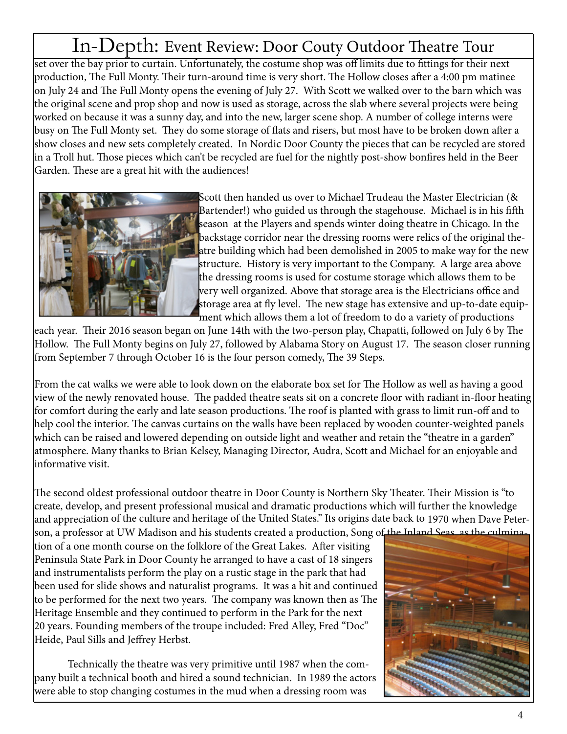# In-Depth: Event Review: Door Couty Outdoor Theatre Tour

set over the bay prior to curtain. Unfortunately, the costume shop was off limits due to fittings for their next production, The Full Monty. Their turn-around time is very short. The Hollow closes after a 4:00 pm matinee on July 24 and The Full Monty opens the evening of July 27. With Scott we walked over to the barn which was the original scene and prop shop and now is used as storage, across the slab where several projects were being worked on because it was a sunny day, and into the new, larger scene shop. A number of college interns were busy on The Full Monty set. They do some storage of flats and risers, but most have to be broken down after a show closes and new sets completely created. In Nordic Door County the pieces that can be recycled are stored in a Troll hut. Those pieces which can't be recycled are fuel for the nightly post-show bonfires held in the Beer Garden. These are a great hit with the audiences!

Scott then handed us over to Michael Trudeau the Master Electrician (& Bartender!) who guided us through the stagehouse. Michael is in his fifth season at the Players and spends winter doing theatre in Chicago. In the backstage corridor near the dressing rooms were relics of the original theatre building which had been demolished in 2005 to make way for the new structure. History is very important to the Company. A large area above the dressing rooms is used for costume storage which allows them to be very well organized. Above that storage area is the Electricians office and storage area at fly level. The new stage has extensive and up-to-date equipment which allows them a lot of freedom to do a variety of productions each year. Their 2016 season began on June 14th with the two-person play, Chapatti, followed on July 6 by The Hollow. The Full Monty begins on July 27, followed by Alabama Story on August 17. The season closer running from September 7 through October 16 is the four person comedy, The 39 Steps.

From the cat walks we were able to look down on the elaborate box set for The Hollow as well as having a good view of the newly renovated house. The padded theatre seats sit on a concrete floor with radiant in-floor heating for comfort during the early and late season productions. The roof is planted with grass to limit run-off and to help cool the interior. The canvas curtains on the walls have been replaced by wooden counter-weighted panels which can be raised and lowered depending on outside light and weather and retain the "theatre in a garden" atmosphere. Many thanks to Brian Kelsey, Managing Director, Audra, Scott and Michael for an enjoyable and informative visit.

The second oldest professional outdoor theatre in Door County is Northern Sky Theater. Their Mission is "to create, develop, and present professional musical and dramatic productions which will further the knowledge and appreciation of the culture and heritage of the United States." Its origins date back to 1970 when Dave Peterson, a professor at UW Madison and his students created a production, Song of the Inland Seas, as the culmination of a one month course on the folklore of the Great Lakes. After visiting Peninsula State Park in Door County he arranged to have a cast of 18 singers and instrumentalists perform the play on a rustic stage in the park that had been used for slide shows and naturalist programs. It was a hit and continued to be performed for the next two years. The company was known then as The Heritage Ensemble and they continued to perform in the Park for the next 20 years. Founding members of the troupe included: Fred Alley, Fred "Doc" Heide, Paul Sills and Jeffrey Herbst.

Technically the theatre was very primitive until 1987 when the company built a technical booth and hired a sound technician. In 1989 the actors were able to stop changing costumes in the mud when a dressing room was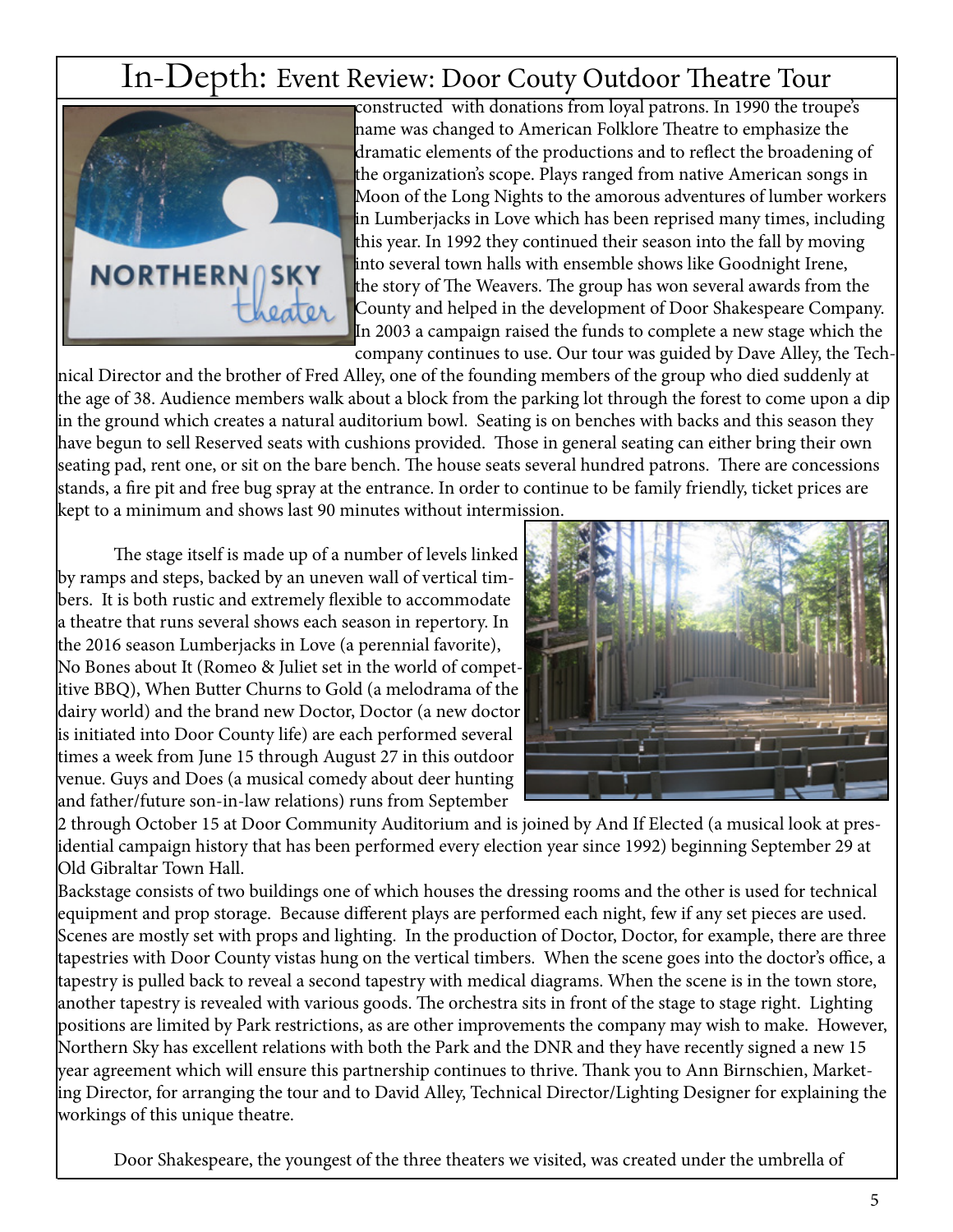# In-Depth: Event Review: Door Couty Outdoor Theatre Tour

constructed with donations from loyal patrons. In 1990 the troupe's name was changed to American Folklore Theatre to emphasize the dramatic elements of the productions and to reflect the broadening of the organization's scope. Plays ranged from native American songs in Moon of the Long Nights to the amorous adventures of lumber workers in Lumberjacks in Love which has been reprised many times, including this year. In 1992 they continued their season into the fall by moving into several town halls with ensemble shows like Goodnight Irene, the story of The Weavers. The group has won several awards from the County and helped in the development of Door Shakespeare Company. In 2003 a campaign raised the funds to complete a new stage which the company continues to use. Our tour was guided by Dave Alley, the Technical Director and the brother of Fred Alley, one of the founding members of the group who died suddenly at the age of 38. Audience members walk about a block from the parking lot through the forest to come upon a dip in the ground which creates a natural auditorium bowl. Seating is on benches with backs and this season they have begun to sell Reserved seats with cushions provided. Those in general seating can either bring their own seating pad, rent one, or sit on the bare bench. The house seats several hundred patrons. There are concessions stands, a fire pit and free bug spray at the entrance. In order to continue to be family friendly, ticket prices are kept to a minimum and shows last 90 minutes without intermission.

The stage itself is made up of a number of levels linked by ramps and steps, backed by an uneven wall of vertical timbers. It is both rustic and extremely flexible to accommodate a theatre that runs several shows each season in repertory. In the 2016 season Lumberjacks in Love (a perennial favorite), No Bones about It (Romeo & Juliet set in the world of competitive BBQ), When Butter Churns to Gold (a melodrama of the dairy world) and the brand new Doctor, Doctor (a new doctor is initiated into Door County life) are each performed several times a week from June 15 through August 27 in this outdoor venue. Guys and Does (a musical comedy about deer hunting and father/future son-in-law relations) runs from September 2 through October 15 at Door Community Auditorium and is joined by And If Elected (a musical look at presidential campaign history that has been performed every election year since 1992) beginning September 29 at Old Gibraltar Town Hall.

Backstage consists of two buildings one of which houses the dressing rooms and the other is used for technical equipment and prop storage. Because different plays are performed each night, few if any set pieces are used. Scenes are mostly set with props and lighting. In the production of Doctor, Doctor, for example, there are three tapestries with Door County vistas hung on the vertical timbers. When the scene goes into the doctor's office, a tapestry is pulled back to reveal a second tapestry with medical diagrams. When the scene is in the town store, another tapestry is revealed with various goods. The orchestra sits in front of the stage to stage right. Lighting positions are limited by Park restrictions, as are other improvements the company may wish to make. However, Northern Sky has excellent relations with both the Park and the DNR and they have recently signed a new 15 year agreement which will ensure this partnership continues to thrive. Thank you to Ann Birnschien, Marketing Director, for arranging the tour and to David Alley, Technical Director/Lighting Designer for explaining the workings of this unique theatre.

Door Shakespeare, the youngest of the three theaters we visited, was created under the umbrella of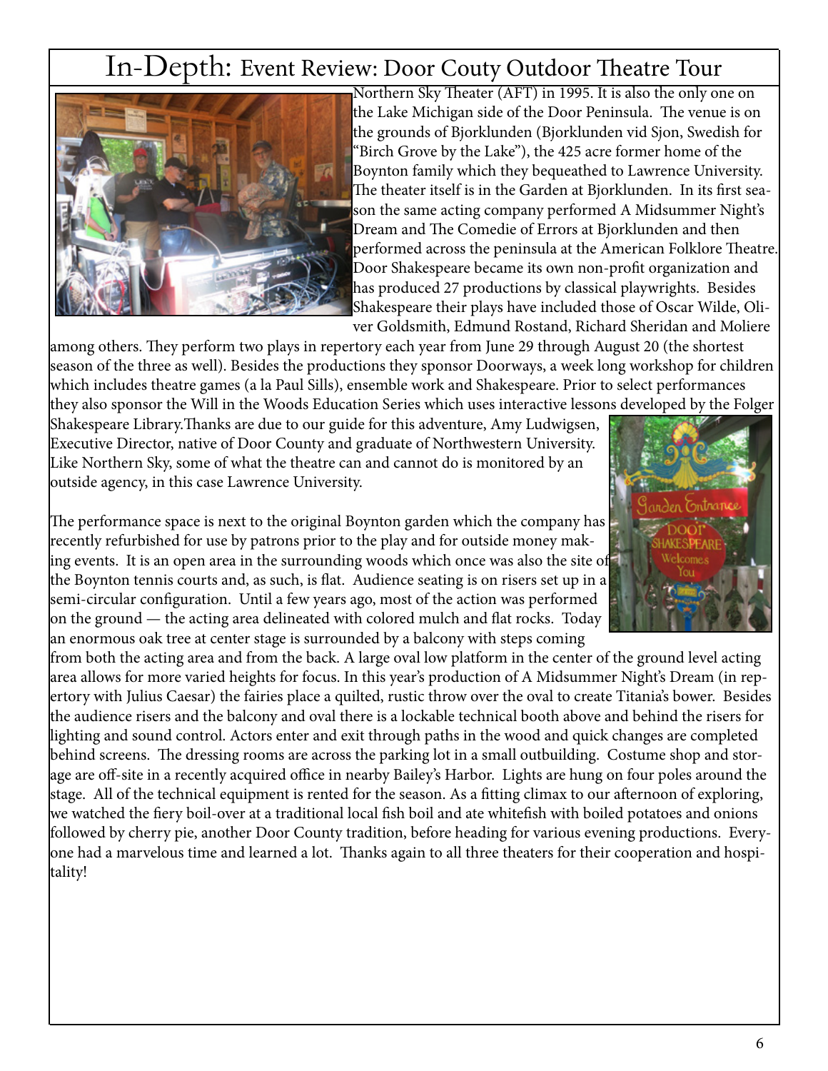# In-Depth: Event Review: Door Couty Outdoor Theatre Tour

Northern Sky Theater (AFT) in 1995. It is also the only one on the Lake Michigan side of the Door Peninsula. The venue is on the grounds of Bjorklunden (Bjorklunden vid Sjon, Swedish for "Birch Grove by the Lake"), the 425 acre former home of the Boynton family which they bequeathed to Lawrence University. The theater itself is in the Garden at Bjorklunden. In its first season the same acting company performed A Midsummer Night's Dream and The Comedie of Errors at Bjorklunden and then performed across the peninsula at the American Folklore Theatre. Door Shakespeare became its own non-profit organization and has produced 27 productions by classical playwrights. Besides Shakespeare their plays have included those of Oscar Wilde, Oliver Goldsmith, Edmund Rostand, Richard Sheridan and Moliere among others. They perform two plays in repertory each year from June 29 through August 20 (the shortest season of the three as well). Besides the productions they sponsor Doorways, a week long workshop for children which includes theatre games (a la Paul Sills), ensemble work and Shakespeare. Prior to select performances they also sponsor the Will in the Woods Education Series which uses interactive lessons developed by the Folger Shakespeare Library.Thanks are due to our guide for this adventure, Amy Ludwigsen, Executive Director, native of Door County and graduate of Northwestern University. Like Northern Sky, some of what the theatre can and cannot do is monitored by an outside agency, in this case Lawrence University.

The performance space is next to the original Boynton garden which the company has recently refurbished for use by patrons prior to the play and for outside money making events. It is an open area in the surrounding woods which once was also the site of the Boynton tennis courts and, as such, is flat. Audience seating is on risers set up in a semi-circular configuration. Until a few years ago, most of the action was performed on the ground — the acting area delineated with colored mulch and flat rocks. Today an enormous oak tree at center stage is surrounded by a balcony with steps coming from both the acting area and from the back. A large oval low platform in the center of the ground level acting area allows for more varied heights for focus. In this year's production of A Midsummer Night's Dream (in repertory with Julius Caesar) the fairies place a quilted, rustic throw over the oval to create Titania's bower. Besides the audience risers and the balcony and oval there is a lockable technical booth above and behind the risers for lighting and sound control. Actors enter and exit through paths in the wood and quick changes are completed behind screens. The dressing rooms are across the parking lot in a small outbuilding. Costume shop and storage are off-site in a recently acquired office in nearby Bailey's Harbor. Lights are hung on four poles around the stage. All of the technical equipment is rented for the season. As a fitting climax to our afternoon of exploring, we watched the fiery boil-over at a traditional local fish boil and ate whitefish with boiled potatoes and onions followed by cherry pie, another Door County tradition, before heading for various evening productions. Everyone had a marvelous time and learned a lot. Thanks again to all three theaters for their cooperation and hospitality!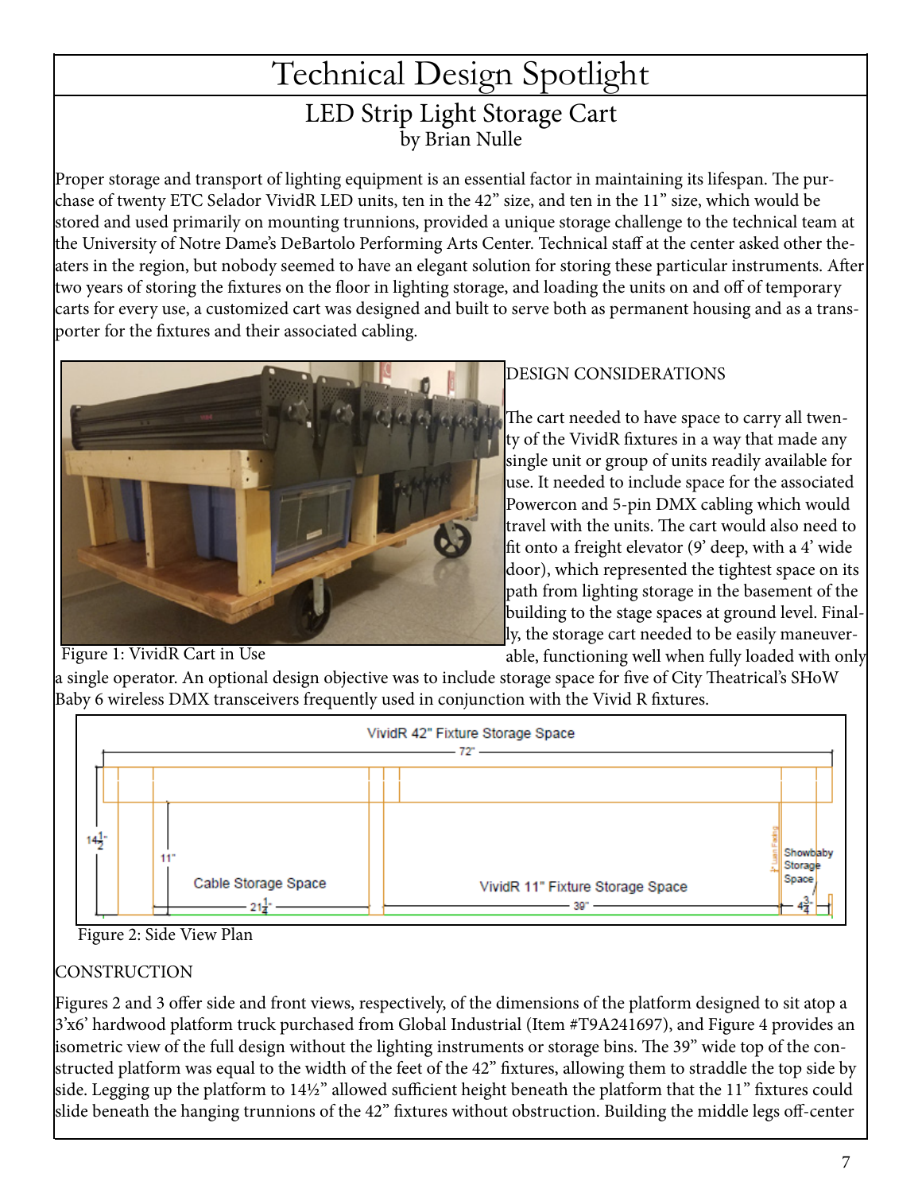# Technical Design Spotlight

## LED Strip Light Storage Cart

by Brian Nulle

Proper storage and transport of lighting equipment is an essential factor in maintaining its lifespan. The purchase of twenty ETC Selador VividR LED units, ten in the 42" size, and ten in the 11" size, which would be stored and used primarily on mounting trunnions, provided a unique storage challenge to the technical team at the University of Notre Dame's DeBartolo Performing Arts Center. Technical staff at the center asked other theaters in the region, but nobody seemed to have an elegant solution for storing these particular instruments. After two years of storing the fixtures on the floor in lighting storage, and loading the units on and off of temporary carts for every use, a customized cart was designed and built to serve both as permanent housing and as a transporter for the fixtures and their associated cabling.

Figure 1: VividR Cart in Use

DESIGN CONSIDERATIONS

The cart needed to have space to carry all twenty of the VividR fixtures in a way that made any single unit or group of units readily available for use. It needed to include space for the associated Powercon and 5-pin DMX cabling which would travel with the units. The cart would also need to fit onto a freight elevator (9' deep, with a 4' wide door), which represented the tightest space on its path from lighting storage in the basement of the building to the stage spaces at ground level. Finally, the storage cart needed to be easily maneuverable, functioning well when fully loaded with only a single operator. An optional design objective was to include storage space for five of City Theatrical's SHoW Baby 6 wireless DMX transceivers frequently used in conjunction with the Vivid R fixtures.

Figure 2: Side View Plan

CONSTRUCTION

Figures 2 and 3 offer side and front views, respectively, of the dimensions of the platform designed to sit atop a 3'x6' hardwood platform truck purchased from Global Industrial (Item #T9A241697), and Figure 4 provides an isometric view of the full design without the lighting instruments or storage bins. The 39" wide top of the constructed platform was equal to the width of the feet of the 42" fixtures, allowing them to straddle the top side by side. Legging up the platform to 14½" allowed sufficient height beneath the platform that the 11" fixtures could slide beneath the hanging trunnions of the 42" fixtures without obstruction. Building the middle legs off-center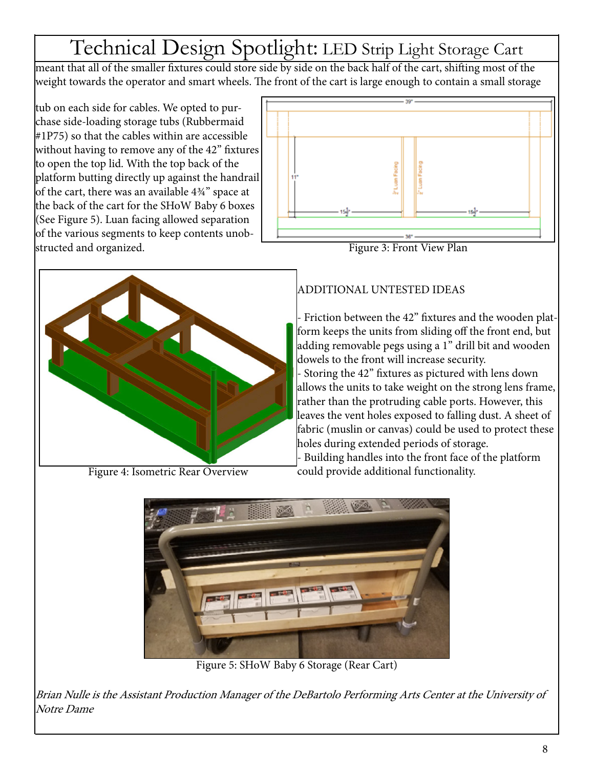# Technical Design Spotlight: LED Strip Light Storage Cart

meant that all of the smaller fixtures could store side by side on the back half of the cart, shifting most of the weight towards the operator and smart wheels. The front of the cart is large enough to contain a small storage tub on each side for cables. We opted to purchase side-loading storage tubs (Rubbermaid #1P75) so that the cables within are accessible without having to remove any of the 42" fixtures to open the top lid. With the top back of the platform butting directly up against the handrail of the cart, there was an available 4¾" space at the back of the cart for the SHoW Baby 6 boxes (See Figure 5). Luan facing allowed separation of the various segments to keep contents unobstructed and organized.

Figure 3: Front View Plan

Figure 4: Isometric Rear Overview

ADDITIONAL UNTESTED IDEAS

- Friction between the 42" fixtures and the wooden platform keeps the units from sliding off the front end, but adding removable pegs using a 1" drill bit and wooden dowels to the front will increase security.
- Storing the 42" fixtures as pictured with lens down allows the units to take weight on the strong lens frame, rather than the protruding cable ports. However, this leaves the vent holes exposed to falling dust. A sheet of fabric (muslin or canvas) could be used to protect these holes during extended periods of storage.
- Building handles into the front face of the platform could provide additional functionality.

Figure 5: SHoW Baby 6 Storage (Rear Cart)

*Brian Nulle is the Assistant Production Manager of the DeBartolo Performing Arts Center at the University of Notre Dame*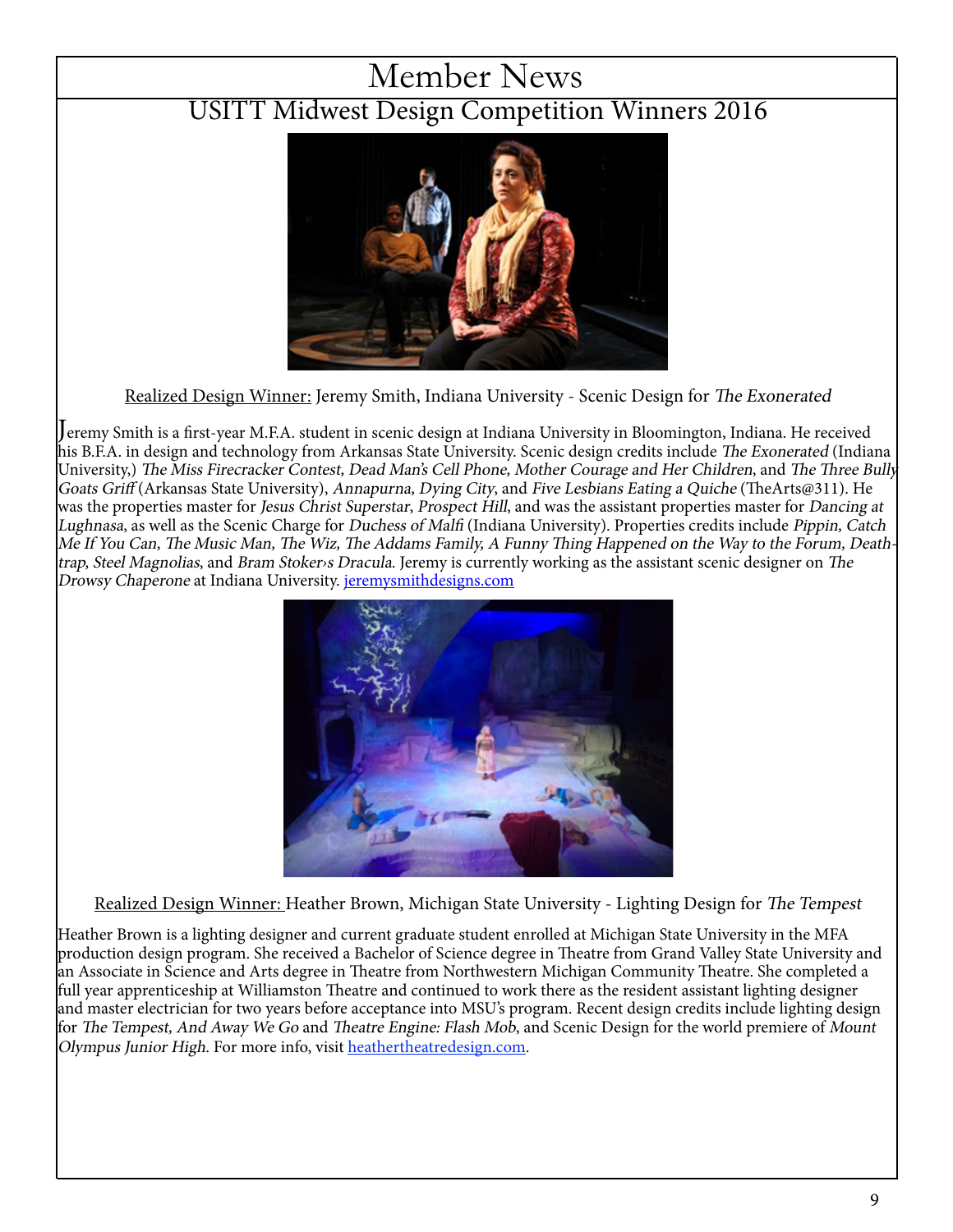# Member News

## USITT Midwest Design Competition Winners 2016

Realized Design Winner: Jeremy Smith, Indiana University - Scenic Design for *The Exonerated*

Jeremy Smith is a first-year M.F.A. student in scenic design at Indiana University in Bloomington, Indiana. He received his B.F.A. in design and technology from Arkansas State University. Scenic design credits include *The Exonerated* (Indiana University,) *The Miss Firecracker Contest, Dead Man's Cell Phone, Mother Courage and Her Children*, and *The Three Billy Goats Griff* (Arkansas State University), *Annapurna, Dying City*, and *Five Lesbians Eating a Quiche* (TheArts@311). He was the properties master for *Jesus Christ Superstar*, *Prospect Hill*, and was the assistant properties master for *Dancing at Lughnasa*, as well as the Scenic Charge for *Duchess of Malfi* (Indiana University). Properties credits include *Pippin, Catch Me If You Can, The Music Man, The Wiz, The Addams Family, A Funny Thing Happened on the Way to the Forum, Death-trap, Steel Magnolias*, and *Bram Stoker›s Dracula*. Jeremy is currently working as the assistant scenic designer on *The Drowsy Chaperone* at Indiana University. [jeremysmithdesigns.com](jeremysmithdesigns.com)

Realized Design Winner: Heather Brown, Michigan State University - Lighting Design for *The Tempest*

Heather Brown is a lighting designer and current graduate student enrolled at Michigan State University in the MFA production design program. She received a Bachelor of Science degree in Theatre from Grand Valley State University and an Associate in Science and Arts degree in Theatre from Northwestern Michigan Community Theatre. She completed a full year apprenticeship at Williamston Theatre and continued to work there as the resident assistant lighting designer and master electrician for two years before acceptance into MSU's program. Recent design credits include lighting design for *The Tempest, And Away We Go* and *Theatre Engine: Flash Mob*, and Scenic Design for the world premiere of *Mount Olympus Junior High*. For more info, visit [heathertheatredesign.com](heathertheatredesign.com).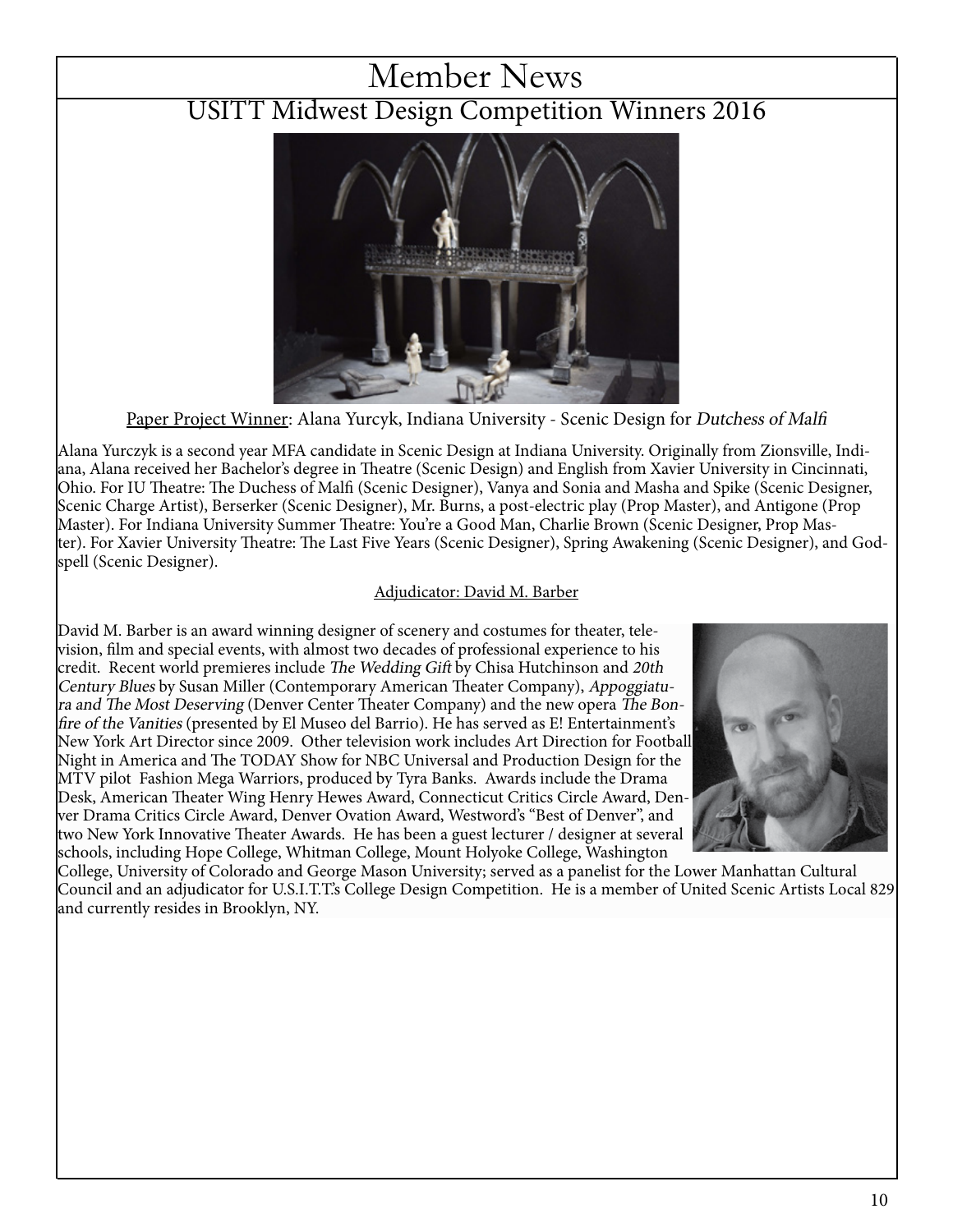# Member News

## USITT Midwest Design Competition Winners 2016

Paper Project Winner: Alana Yurcyk, Indiana University - Scenic Design for *Dutchess of Malfi*

Alana Yurczyk is a second year MFA candidate in Scenic Design at Indiana University. Originally from Zionsville, Indiana, Alana received her Bachelor's degree in Theatre (Scenic Design) and English from Xavier University in Cincinnati, Ohio. For IU Theatre: The Duchess of Malfi (Scenic Designer), Vanya and Sonia and Masha and Spike (Scenic Designer, Scenic Charge Artist), Berserker (Scenic Designer), Mr. Burns, a post-electric play (Prop Master), and Antigone (Prop Master). For Indiana University Summer Theatre: You're a Good Man, Charlie Brown (Scenic Designer, Prop Master). For Xavier University Theatre: The Last Five Years (Scenic Designer), Spring Awakening (Scenic Designer), and Godspell (Scenic Designer).

Adjudicator: David M. Barber

David M. Barber is an award winning designer of scenery and costumes for theater, television, film and special events, with almost two decades of professional experience to his credit. Recent world premieres include *The Wedding Gift* by Chisa Hutchinson and *20th Century Blues* by Susan Miller (Contemporary American Theater Company), *Appoggiatura and The Most Deserving* (Denver Center Theater Company) and the new opera *The Bonfire of the Vanities* (presented by El Museo del Barrio). He has served as E! Entertainment's New York Art Director since 2009. Other television work includes Art Direction for Football Night in America and The TODAY Show for NBC Universal and Production Design for the MTV pilot Fashion Mega Warriors, produced by Tyra Banks. Awards include the Drama Desk, American Theater Wing Henry Hewes Award, Connecticut Critics Circle Award, Denver Drama Critics Circle Award, Denver Ovation Award, Westword's "Best of Denver", and two New York Innovative Theater Awards. He has been a guest lecturer / designer at several schools, including Hope College, Whitman College, Mount Holyoke College, Washington College, University of Colorado and George Mason University; served as a panelist for the Lower Manhattan Cultural Council and an adjudicator for U.S.I.T.T.'s College Design Competition. He is a member of United Scenic Artists Local 829 and currently resides in Brooklyn, NY.